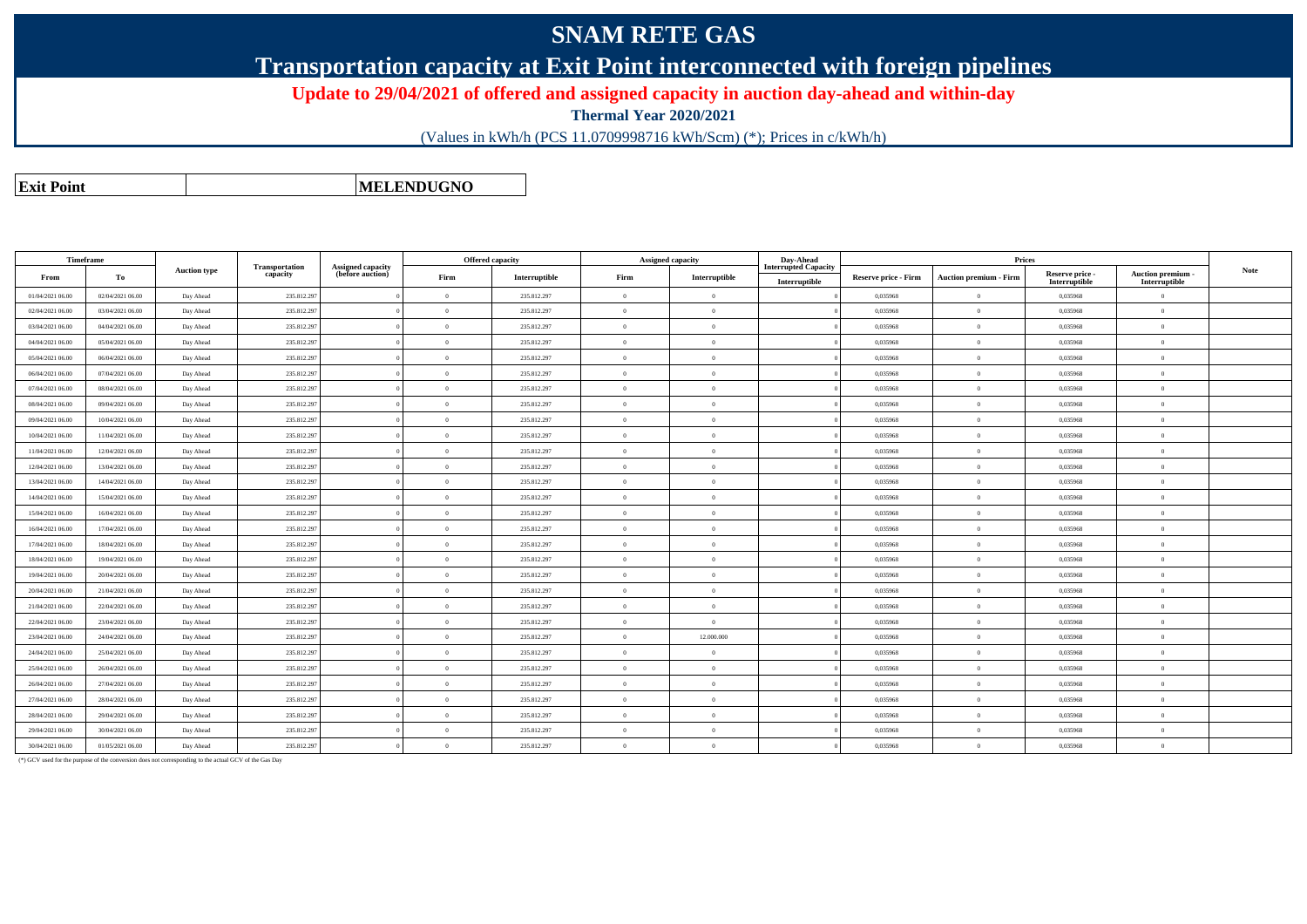# SNAM RETE GAS

## Transportation capacity at Exit Point interconnected with foreign pipelines

### Update to 29/04/2021 of offered and assigned capacity in auction day-ahead and within-day

**Thermal Year 2020/2021**

(Values in kWh/h (PCS 11.0709998716 kWh/Scm) (*); Prices in c/kWh/h)

| **Exit Point** | | **MELENDUGNO** |
|---|---|---|

| Timeframe | | Auction type | Transportation capacity | Assigned capacity (before auction) | Offered capacity | | Assigned capacity | | Day-Ahead Interrupted Capacity | Prices | | | | Note |
|---|---|---|---|---|---|---|---|---|---|---|---|---|---|---|
| From | To | | | | Firm | Interruptible | Firm | Interruptible | Interruptible | Reserve price - Firm | Auction premium - Firm | Reserve price - Interruptible | Auction premium - Interruptible | |
| 01/04/2021 06.00 | 02/04/2021 06.00 | Day Ahead | 235.812.297 | 0 | 0 | 235.812.297 | 0 | 0 | 0 | 0,035968 | 0 | 0,035968 | 0 | |
| 02/04/2021 06.00 | 03/04/2021 06.00 | Day Ahead | 235.812.297 | 0 | 0 | 235.812.297 | 0 | 0 | 0 | 0,035968 | 0 | 0,035968 | 0 | |
| 03/04/2021 06.00 | 04/04/2021 06.00 | Day Ahead | 235.812.297 | 0 | 0 | 235.812.297 | 0 | 0 | 0 | 0,035968 | 0 | 0,035968 | 0 | |
| 04/04/2021 06.00 | 05/04/2021 06.00 | Day Ahead | 235.812.297 | 0 | 0 | 235.812.297 | 0 | 0 | 0 | 0,035968 | 0 | 0,035968 | 0 | |
| 05/04/2021 06.00 | 06/04/2021 06.00 | Day Ahead | 235.812.297 | 0 | 0 | 235.812.297 | 0 | 0 | 0 | 0,035968 | 0 | 0,035968 | 0 | |
| 06/04/2021 06.00 | 07/04/2021 06.00 | Day Ahead | 235.812.297 | 0 | 0 | 235.812.297 | 0 | 0 | 0 | 0,035968 | 0 | 0,035968 | 0 | |
| 07/04/2021 06.00 | 08/04/2021 06.00 | Day Ahead | 235.812.297 | 0 | 0 | 235.812.297 | 0 | 0 | 0 | 0,035968 | 0 | 0,035968 | 0 | |
| 08/04/2021 06.00 | 09/04/2021 06.00 | Day Ahead | 235.812.297 | 0 | 0 | 235.812.297 | 0 | 0 | 0 | 0,035968 | 0 | 0,035968 | 0 | |
| 09/04/2021 06.00 | 10/04/2021 06.00 | Day Ahead | 235.812.297 | 0 | 0 | 235.812.297 | 0 | 0 | 0 | 0,035968 | 0 | 0,035968 | 0 | |
| 10/04/2021 06.00 | 11/04/2021 06.00 | Day Ahead | 235.812.297 | 0 | 0 | 235.812.297 | 0 | 0 | 0 | 0,035968 | 0 | 0,035968 | 0 | |
| 11/04/2021 06.00 | 12/04/2021 06.00 | Day Ahead | 235.812.297 | 0 | 0 | 235.812.297 | 0 | 0 | 0 | 0,035968 | 0 | 0,035968 | 0 | |
| 12/04/2021 06.00 | 13/04/2021 06.00 | Day Ahead | 235.812.297 | 0 | 0 | 235.812.297 | 0 | 0 | 0 | 0,035968 | 0 | 0,035968 | 0 | |
| 13/04/2021 06.00 | 14/04/2021 06.00 | Day Ahead | 235.812.297 | 0 | 0 | 235.812.297 | 0 | 0 | 0 | 0,035968 | 0 | 0,035968 | 0 | |
| 14/04/2021 06.00 | 15/04/2021 06.00 | Day Ahead | 235.812.297 | 0 | 0 | 235.812.297 | 0 | 0 | 0 | 0,035968 | 0 | 0,035968 | 0 | |
| 15/04/2021 06.00 | 16/04/2021 06.00 | Day Ahead | 235.812.297 | 0 | 0 | 235.812.297 | 0 | 0 | 0 | 0,035968 | 0 | 0,035968 | 0 | |
| 16/04/2021 06.00 | 17/04/2021 06.00 | Day Ahead | 235.812.297 | 0 | 0 | 235.812.297 | 0 | 0 | 0 | 0,035968 | 0 | 0,035968 | 0 | |
| 17/04/2021 06.00 | 18/04/2021 06.00 | Day Ahead | 235.812.297 | 0 | 0 | 235.812.297 | 0 | 0 | 0 | 0,035968 | 0 | 0,035968 | 0 | |
| 18/04/2021 06.00 | 19/04/2021 06.00 | Day Ahead | 235.812.297 | 0 | 0 | 235.812.297 | 0 | 0 | 0 | 0,035968 | 0 | 0,035968 | 0 | |
| 19/04/2021 06.00 | 20/04/2021 06.00 | Day Ahead | 235.812.297 | 0 | 0 | 235.812.297 | 0 | 0 | 0 | 0,035968 | 0 | 0,035968 | 0 | |
| 20/04/2021 06.00 | 21/04/2021 06.00 | Day Ahead | 235.812.297 | 0 | 0 | 235.812.297 | 0 | 0 | 0 | 0,035968 | 0 | 0,035968 | 0 | |
| 21/04/2021 06.00 | 22/04/2021 06.00 | Day Ahead | 235.812.297 | 0 | 0 | 235.812.297 | 0 | 0 | 0 | 0,035968 | 0 | 0,035968 | 0 | |
| 22/04/2021 06.00 | 23/04/2021 06.00 | Day Ahead | 235.812.297 | 0 | 0 | 235.812.297 | 0 | 0 | 0 | 0,035968 | 0 | 0,035968 | 0 | |
| 23/04/2021 06.00 | 24/04/2021 06.00 | Day Ahead | 235.812.297 | 0 | 0 | 235.812.297 | 0 | 12.000.000 | 0 | 0,035968 | 0 | 0,035968 | 0 | |
| 24/04/2021 06.00 | 25/04/2021 06.00 | Day Ahead | 235.812.297 | 0 | 0 | 235.812.297 | 0 | 0 | 0 | 0,035968 | 0 | 0,035968 | 0 | |
| 25/04/2021 06.00 | 26/04/2021 06.00 | Day Ahead | 235.812.297 | 0 | 0 | 235.812.297 | 0 | 0 | 0 | 0,035968 | 0 | 0,035968 | 0 | |
| 26/04/2021 06.00 | 27/04/2021 06.00 | Day Ahead | 235.812.297 | 0 | 0 | 235.812.297 | 0 | 0 | 0 | 0,035968 | 0 | 0,035968 | 0 | |
| 27/04/2021 06.00 | 28/04/2021 06.00 | Day Ahead | 235.812.297 | 0 | 0 | 235.812.297 | 0 | 0 | 0 | 0,035968 | 0 | 0,035968 | 0 | |
| 28/04/2021 06.00 | 29/04/2021 06.00 | Day Ahead | 235.812.297 | 0 | 0 | 235.812.297 | 0 | 0 | 0 | 0,035968 | 0 | 0,035968 | 0 | |
| 29/04/2021 06.00 | 30/04/2021 06.00 | Day Ahead | 235.812.297 | 0 | 0 | 235.812.297 | 0 | 0 | 0 | 0,035968 | 0 | 0,035968 | 0 | |
| 30/04/2021 06.00 | 01/05/2021 06.00 | Day Ahead | 235.812.297 | 0 | 0 | 235.812.297 | 0 | 0 | 0 | 0,035968 | 0 | 0,035968 | 0 | |

(*) GCV used for the purpose of the conversion does not corresponding to the actual GCV of the Gas Day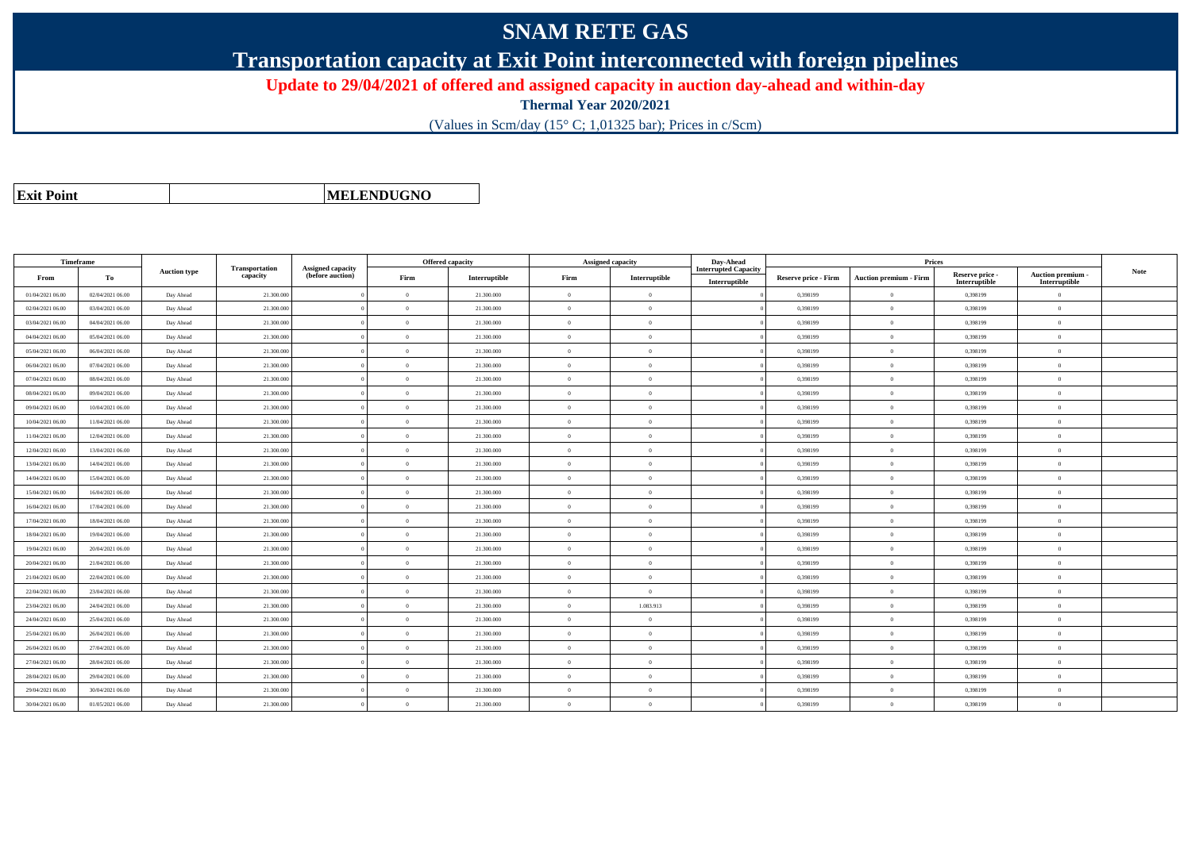# SNAM RETE GAS

## Transportation capacity at Exit Point interconnected with foreign pipelines

### Update to 29/04/2021 of offered and assigned capacity in auction day-ahead and within-day

**Thermal Year 2020/2021**

(Values in Scm/day (15° C; 1,01325 bar); Prices in c/Scm)

| **Exit Point** | | **MELENDUGNO** |
|---|---|---|

| Timeframe | | Auction type | Transportation capacity | Assigned capacity (before auction) | Offered capacity | | Assigned capacity | | Day-Ahead Interrupted Capacity | Prices | | | | Note |
|---|---|---|---|---|---|---|---|---|---|---|---|---|---|---|
| From | To | | | | Firm | Interruptible | Firm | Interruptible | Interruptible | Reserve price - Firm | Auction premium - Firm | Reserve price - Interruptible | Auction premium - Interruptible | |
| 01/04/2021 06.00 | 02/04/2021 06.00 | Day Ahead | 21.300.000 | 0 | 0 | 21.300.000 | 0 | 0 | 0 | 0,398199 | 0 | 0,398199 | 0 | |
| 02/04/2021 06.00 | 03/04/2021 06.00 | Day Ahead | 21.300.000 | 0 | 0 | 21.300.000 | 0 | 0 | 0 | 0,398199 | 0 | 0,398199 | 0 | |
| 03/04/2021 06.00 | 04/04/2021 06.00 | Day Ahead | 21.300.000 | 0 | 0 | 21.300.000 | 0 | 0 | 0 | 0,398199 | 0 | 0,398199 | 0 | |
| 04/04/2021 06.00 | 05/04/2021 06.00 | Day Ahead | 21.300.000 | 0 | 0 | 21.300.000 | 0 | 0 | 0 | 0,398199 | 0 | 0,398199 | 0 | |
| 05/04/2021 06.00 | 06/04/2021 06.00 | Day Ahead | 21.300.000 | 0 | 0 | 21.300.000 | 0 | 0 | 0 | 0,398199 | 0 | 0,398199 | 0 | |
| 06/04/2021 06.00 | 07/04/2021 06.00 | Day Ahead | 21.300.000 | 0 | 0 | 21.300.000 | 0 | 0 | 0 | 0,398199 | 0 | 0,398199 | 0 | |
| 07/04/2021 06.00 | 08/04/2021 06.00 | Day Ahead | 21.300.000 | 0 | 0 | 21.300.000 | 0 | 0 | 0 | 0,398199 | 0 | 0,398199 | 0 | |
| 08/04/2021 06.00 | 09/04/2021 06.00 | Day Ahead | 21.300.000 | 0 | 0 | 21.300.000 | 0 | 0 | 0 | 0,398199 | 0 | 0,398199 | 0 | |
| 09/04/2021 06.00 | 10/04/2021 06.00 | Day Ahead | 21.300.000 | 0 | 0 | 21.300.000 | 0 | 0 | 0 | 0,398199 | 0 | 0,398199 | 0 | |
| 10/04/2021 06.00 | 11/04/2021 06.00 | Day Ahead | 21.300.000 | 0 | 0 | 21.300.000 | 0 | 0 | 0 | 0,398199 | 0 | 0,398199 | 0 | |
| 11/04/2021 06.00 | 12/04/2021 06.00 | Day Ahead | 21.300.000 | 0 | 0 | 21.300.000 | 0 | 0 | 0 | 0,398199 | 0 | 0,398199 | 0 | |
| 12/04/2021 06.00 | 13/04/2021 06.00 | Day Ahead | 21.300.000 | 0 | 0 | 21.300.000 | 0 | 0 | 0 | 0,398199 | 0 | 0,398199 | 0 | |
| 13/04/2021 06.00 | 14/04/2021 06.00 | Day Ahead | 21.300.000 | 0 | 0 | 21.300.000 | 0 | 0 | 0 | 0,398199 | 0 | 0,398199 | 0 | |
| 14/04/2021 06.00 | 15/04/2021 06.00 | Day Ahead | 21.300.000 | 0 | 0 | 21.300.000 | 0 | 0 | 0 | 0,398199 | 0 | 0,398199 | 0 | |
| 15/04/2021 06.00 | 16/04/2021 06.00 | Day Ahead | 21.300.000 | 0 | 0 | 21.300.000 | 0 | 0 | 0 | 0,398199 | 0 | 0,398199 | 0 | |
| 16/04/2021 06.00 | 17/04/2021 06.00 | Day Ahead | 21.300.000 | 0 | 0 | 21.300.000 | 0 | 0 | 0 | 0,398199 | 0 | 0,398199 | 0 | |
| 17/04/2021 06.00 | 18/04/2021 06.00 | Day Ahead | 21.300.000 | 0 | 0 | 21.300.000 | 0 | 0 | 0 | 0,398199 | 0 | 0,398199 | 0 | |
| 18/04/2021 06.00 | 19/04/2021 06.00 | Day Ahead | 21.300.000 | 0 | 0 | 21.300.000 | 0 | 0 | 0 | 0,398199 | 0 | 0,398199 | 0 | |
| 19/04/2021 06.00 | 20/04/2021 06.00 | Day Ahead | 21.300.000 | 0 | 0 | 21.300.000 | 0 | 0 | 0 | 0,398199 | 0 | 0,398199 | 0 | |
| 20/04/2021 06.00 | 21/04/2021 06.00 | Day Ahead | 21.300.000 | 0 | 0 | 21.300.000 | 0 | 0 | 0 | 0,398199 | 0 | 0,398199 | 0 | |
| 21/04/2021 06.00 | 22/04/2021 06.00 | Day Ahead | 21.300.000 | 0 | 0 | 21.300.000 | 0 | 0 | 0 | 0,398199 | 0 | 0,398199 | 0 | |
| 22/04/2021 06.00 | 23/04/2021 06.00 | Day Ahead | 21.300.000 | 0 | 0 | 21.300.000 | 0 | 0 | 0 | 0,398199 | 0 | 0,398199 | 0 | |
| 23/04/2021 06.00 | 24/04/2021 06.00 | Day Ahead | 21.300.000 | 0 | 0 | 21.300.000 | 0 | 1.083.913 | 0 | 0,398199 | 0 | 0,398199 | 0 | |
| 24/04/2021 06.00 | 25/04/2021 06.00 | Day Ahead | 21.300.000 | 0 | 0 | 21.300.000 | 0 | 0 | 0 | 0,398199 | 0 | 0,398199 | 0 | |
| 25/04/2021 06.00 | 26/04/2021 06.00 | Day Ahead | 21.300.000 | 0 | 0 | 21.300.000 | 0 | 0 | 0 | 0,398199 | 0 | 0,398199 | 0 | |
| 26/04/2021 06.00 | 27/04/2021 06.00 | Day Ahead | 21.300.000 | 0 | 0 | 21.300.000 | 0 | 0 | 0 | 0,398199 | 0 | 0,398199 | 0 | |
| 27/04/2021 06.00 | 28/04/2021 06.00 | Day Ahead | 21.300.000 | 0 | 0 | 21.300.000 | 0 | 0 | 0 | 0,398199 | 0 | 0,398199 | 0 | |
| 28/04/2021 06.00 | 29/04/2021 06.00 | Day Ahead | 21.300.000 | 0 | 0 | 21.300.000 | 0 | 0 | 0 | 0,398199 | 0 | 0,398199 | 0 | |
| 29/04/2021 06.00 | 30/04/2021 06.00 | Day Ahead | 21.300.000 | 0 | 0 | 21.300.000 | 0 | 0 | 0 | 0,398199 | 0 | 0,398199 | 0 | |
| 30/04/2021 06.00 | 01/05/2021 06.00 | Day Ahead | 21.300.000 | 0 | 0 | 21.300.000 | 0 | 0 | 0 | 0,398199 | 0 | 0,398199 | 0 | |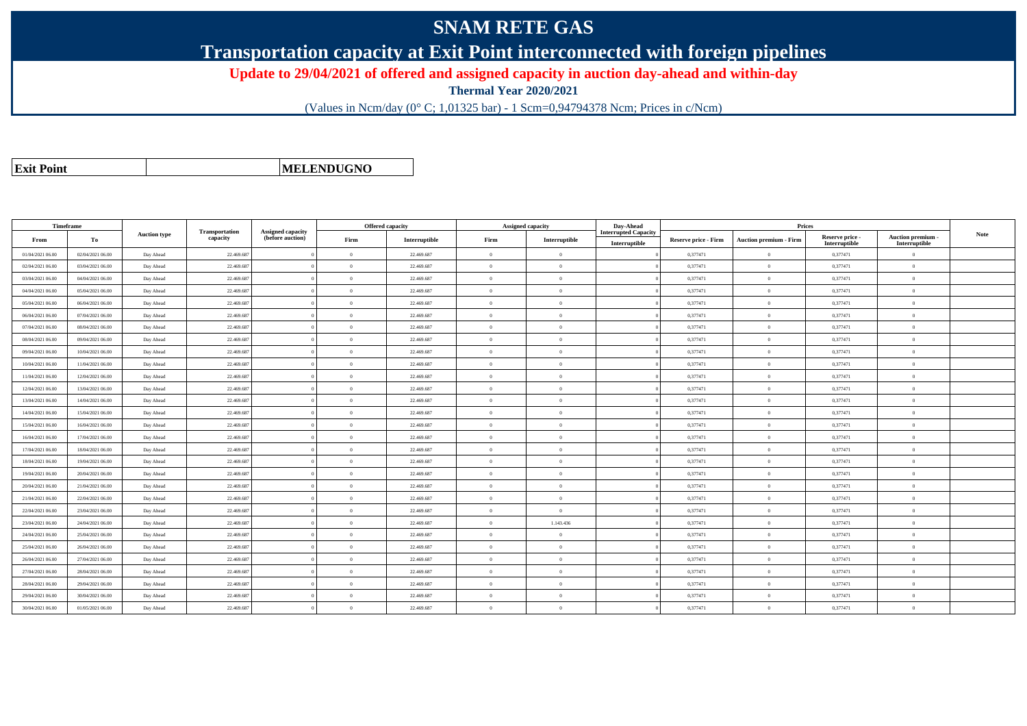# SNAM RETE GAS

## Transportation capacity at Exit Point interconnected with foreign pipelines

### Update to 29/04/2021 of offered and assigned capacity in auction day-ahead and within-day

**Thermal Year 2020/2021**

(Values in Ncm/day (0° C; 1,01325 bar) - 1 Scm=0,94794378 Ncm; Prices in c/Ncm)

| Exit Point | MELENDUGNO |
|---|---|

| Timeframe | | Auction type | Transportation capacity | Assigned capacity (before auction) | Offered capacity | | Assigned capacity | | Day-Ahead Interrupted Capacity | Prices | | | | Note |
|---|---|---|---|---|---|---|---|---|---|---|---|---|---|---|
| From | To | | | | Firm | Interruptible | Firm | Interruptible | Interruptible | Reserve price - Firm | Auction premium - Firm | Reserve price - Interruptible | Auction premium - Interruptible | |
| 01/04/2021 06.00 | 02/04/2021 06.00 | Day Ahead | 22.469.687 | 0 | 0 | 22.469.687 | 0 | 0 | 0 | 0,377471 | 0 | 0,377471 | 0 | |
| 02/04/2021 06.00 | 03/04/2021 06.00 | Day Ahead | 22.469.687 | 0 | 0 | 22.469.687 | 0 | 0 | 0 | 0,377471 | 0 | 0,377471 | 0 | |
| 03/04/2021 06.00 | 04/04/2021 06.00 | Day Ahead | 22.469.687 | 0 | 0 | 22.469.687 | 0 | 0 | 0 | 0,377471 | 0 | 0,377471 | 0 | |
| 04/04/2021 06.00 | 05/04/2021 06.00 | Day Ahead | 22.469.687 | 0 | 0 | 22.469.687 | 0 | 0 | 0 | 0,377471 | 0 | 0,377471 | 0 | |
| 05/04/2021 06.00 | 06/04/2021 06.00 | Day Ahead | 22.469.687 | 0 | 0 | 22.469.687 | 0 | 0 | 0 | 0,377471 | 0 | 0,377471 | 0 | |
| 06/04/2021 06.00 | 07/04/2021 06.00 | Day Ahead | 22.469.687 | 0 | 0 | 22.469.687 | 0 | 0 | 0 | 0,377471 | 0 | 0,377471 | 0 | |
| 07/04/2021 06.00 | 08/04/2021 06.00 | Day Ahead | 22.469.687 | 0 | 0 | 22.469.687 | 0 | 0 | 0 | 0,377471 | 0 | 0,377471 | 0 | |
| 08/04/2021 06.00 | 09/04/2021 06.00 | Day Ahead | 22.469.687 | 0 | 0 | 22.469.687 | 0 | 0 | 0 | 0,377471 | 0 | 0,377471 | 0 | |
| 09/04/2021 06.00 | 10/04/2021 06.00 | Day Ahead | 22.469.687 | 0 | 0 | 22.469.687 | 0 | 0 | 0 | 0,377471 | 0 | 0,377471 | 0 | |
| 10/04/2021 06.00 | 11/04/2021 06.00 | Day Ahead | 22.469.687 | 0 | 0 | 22.469.687 | 0 | 0 | 0 | 0,377471 | 0 | 0,377471 | 0 | |
| 11/04/2021 06.00 | 12/04/2021 06.00 | Day Ahead | 22.469.687 | 0 | 0 | 22.469.687 | 0 | 0 | 0 | 0,377471 | 0 | 0,377471 | 0 | |
| 12/04/2021 06.00 | 13/04/2021 06.00 | Day Ahead | 22.469.687 | 0 | 0 | 22.469.687 | 0 | 0 | 0 | 0,377471 | 0 | 0,377471 | 0 | |
| 13/04/2021 06.00 | 14/04/2021 06.00 | Day Ahead | 22.469.687 | 0 | 0 | 22.469.687 | 0 | 0 | 0 | 0,377471 | 0 | 0,377471 | 0 | |
| 14/04/2021 06.00 | 15/04/2021 06.00 | Day Ahead | 22.469.687 | 0 | 0 | 22.469.687 | 0 | 0 | 0 | 0,377471 | 0 | 0,377471 | 0 | |
| 15/04/2021 06.00 | 16/04/2021 06.00 | Day Ahead | 22.469.687 | 0 | 0 | 22.469.687 | 0 | 0 | 0 | 0,377471 | 0 | 0,377471 | 0 | |
| 16/04/2021 06.00 | 17/04/2021 06.00 | Day Ahead | 22.469.687 | 0 | 0 | 22.469.687 | 0 | 0 | 0 | 0,377471 | 0 | 0,377471 | 0 | |
| 17/04/2021 06.00 | 18/04/2021 06.00 | Day Ahead | 22.469.687 | 0 | 0 | 22.469.687 | 0 | 0 | 0 | 0,377471 | 0 | 0,377471 | 0 | |
| 18/04/2021 06.00 | 19/04/2021 06.00 | Day Ahead | 22.469.687 | 0 | 0 | 22.469.687 | 0 | 0 | 0 | 0,377471 | 0 | 0,377471 | 0 | |
| 19/04/2021 06.00 | 20/04/2021 06.00 | Day Ahead | 22.469.687 | 0 | 0 | 22.469.687 | 0 | 0 | 0 | 0,377471 | 0 | 0,377471 | 0 | |
| 20/04/2021 06.00 | 21/04/2021 06.00 | Day Ahead | 22.469.687 | 0 | 0 | 22.469.687 | 0 | 0 | 0 | 0,377471 | 0 | 0,377471 | 0 | |
| 21/04/2021 06.00 | 22/04/2021 06.00 | Day Ahead | 22.469.687 | 0 | 0 | 22.469.687 | 0 | 0 | 0 | 0,377471 | 0 | 0,377471 | 0 | |
| 22/04/2021 06.00 | 23/04/2021 06.00 | Day Ahead | 22.469.687 | 0 | 0 | 22.469.687 | 0 | 0 | 0 | 0,377471 | 0 | 0,377471 | 0 | |
| 23/04/2021 06.00 | 24/04/2021 06.00 | Day Ahead | 22.469.687 | 0 | 0 | 22.469.687 | 0 | 1.143.436 | 0 | 0,377471 | 0 | 0,377471 | 0 | |
| 24/04/2021 06.00 | 25/04/2021 06.00 | Day Ahead | 22.469.687 | 0 | 0 | 22.469.687 | 0 | 0 | 0 | 0,377471 | 0 | 0,377471 | 0 | |
| 25/04/2021 06.00 | 26/04/2021 06.00 | Day Ahead | 22.469.687 | 0 | 0 | 22.469.687 | 0 | 0 | 0 | 0,377471 | 0 | 0,377471 | 0 | |
| 26/04/2021 06.00 | 27/04/2021 06.00 | Day Ahead | 22.469.687 | 0 | 0 | 22.469.687 | 0 | 0 | 0 | 0,377471 | 0 | 0,377471 | 0 | |
| 27/04/2021 06.00 | 28/04/2021 06.00 | Day Ahead | 22.469.687 | 0 | 0 | 22.469.687 | 0 | 0 | 0 | 0,377471 | 0 | 0,377471 | 0 | |
| 28/04/2021 06.00 | 29/04/2021 06.00 | Day Ahead | 22.469.687 | 0 | 0 | 22.469.687 | 0 | 0 | 0 | 0,377471 | 0 | 0,377471 | 0 | |
| 29/04/2021 06.00 | 30/04/2021 06.00 | Day Ahead | 22.469.687 | 0 | 0 | 22.469.687 | 0 | 0 | 0 | 0,377471 | 0 | 0,377471 | 0 | |
| 30/04/2021 06.00 | 01/05/2021 06.00 | Day Ahead | 22.469.687 | 0 | 0 | 22.469.687 | 0 | 0 | 0 | 0,377471 | 0 | 0,377471 | 0 | |